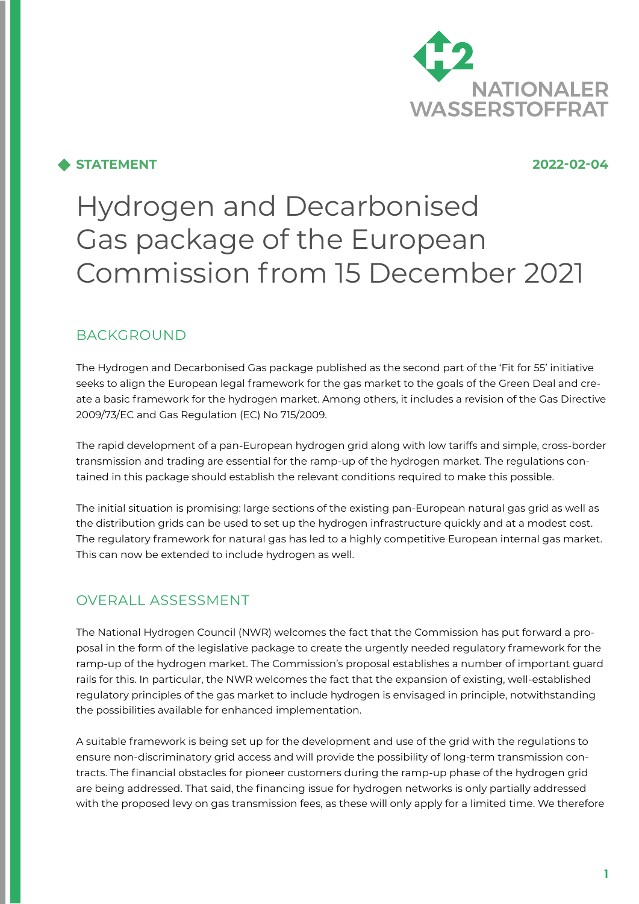**STATEMENT** 2022-02-04

# Hydrogen and Decarbonised Gas package of the European Commission from 15 December 2021

## BACKGROUND

The Hydrogen and Decarbonised Gas package published as the second part of the 'Fit for 55' initiative seeks to align the European legal framework for the gas market to the goals of the Green Deal and create a basic framework for the hydrogen market. Among others, it includes a revision of the Gas Directive 2009/73/EC and Gas Regulation (EC) No 715/2009.

The rapid development of a pan-European hydrogen grid along with low tariffs and simple, cross-border transmission and trading are essential for the ramp-up of the hydrogen market. The regulations contained in this package should establish the relevant conditions required to make this possible.

The initial situation is promising: large sections of the existing pan-European natural gas grid as well as the distribution grids can be used to set up the hydrogen infrastructure quickly and at a modest cost. The regulatory framework for natural gas has led to a highly competitive European internal gas market. This can now be extended to include hydrogen as well.

## OVERALL ASSESSMENT

The National Hydrogen Council (NWR) welcomes the fact that the Commission has put forward a proposal in the form of the legislative package to create the urgently needed regulatory framework for the ramp-up of the hydrogen market. The Commission's proposal establishes a number of important guard rails for this. In particular, the NWR welcomes the fact that the expansion of existing, well-established regulatory principles of the gas market to include hydrogen is envisaged in principle, notwithstanding the possibilities available for enhanced implementation.

A suitable framework is being set up for the development and use of the grid with the regulations to ensure non-discriminatory grid access and will provide the possibility of long-term transmission contracts. The financial obstacles for pioneer customers during the ramp-up phase of the hydrogen grid are being addressed. That said, the financing issue for hydrogen networks is only partially addressed with the proposed levy on gas transmission fees, as these will only apply for a limited time. We therefore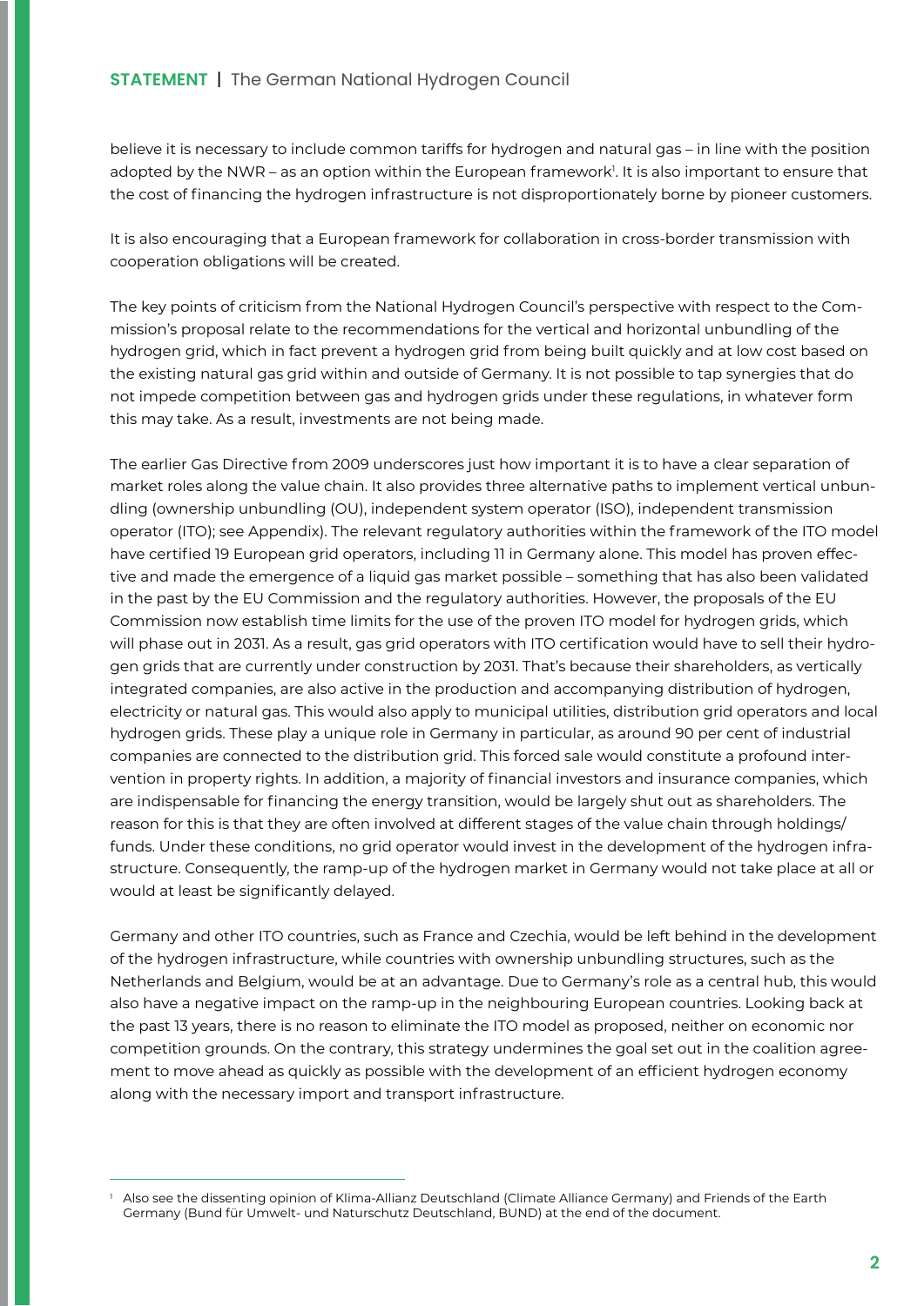believe it is necessary to include common tariffs for hydrogen and natural gas – in line with the position adopted by the NWR – as an option within the European framework[1]. It is also important to ensure that the cost of financing the hydrogen infrastructure is not disproportionately borne by pioneer customers.

It is also encouraging that a European framework for collaboration in cross-border transmission with cooperation obligations will be created.

The key points of criticism from the National Hydrogen Council's perspective with respect to the Commission's proposal relate to the recommendations for the vertical and horizontal unbundling of the hydrogen grid, which in fact prevent a hydrogen grid from being built quickly and at low cost based on the existing natural gas grid within and outside of Germany. It is not possible to tap synergies that do not impede competition between gas and hydrogen grids under these regulations, in whatever form this may take. As a result, investments are not being made.

The earlier Gas Directive from 2009 underscores just how important it is to have a clear separation of market roles along the value chain. It also provides three alternative paths to implement vertical unbundling (ownership unbundling (OU), independent system operator (ISO), independent transmission operator (ITO); see Appendix). The relevant regulatory authorities within the framework of the ITO model have certified 19 European grid operators, including 11 in Germany alone. This model has proven effective and made the emergence of a liquid gas market possible – something that has also been validated in the past by the EU Commission and the regulatory authorities. However, the proposals of the EU Commission now establish time limits for the use of the proven ITO model for hydrogen grids, which will phase out in 2031. As a result, gas grid operators with ITO certification would have to sell their hydrogen grids that are currently under construction by 2031. That's because their shareholders, as vertically integrated companies, are also active in the production and accompanying distribution of hydrogen, electricity or natural gas. This would also apply to municipal utilities, distribution grid operators and local hydrogen grids. These play a unique role in Germany in particular, as around 90 per cent of industrial companies are connected to the distribution grid. This forced sale would constitute a profound intervention in property rights. In addition, a majority of financial investors and insurance companies, which are indispensable for financing the energy transition, would be largely shut out as shareholders. The reason for this is that they are often involved at different stages of the value chain through holdings/funds. Under these conditions, no grid operator would invest in the development of the hydrogen infrastructure. Consequently, the ramp-up of the hydrogen market in Germany would not take place at all or would at least be significantly delayed.

Germany and other ITO countries, such as France and Czechia, would be left behind in the development of the hydrogen infrastructure, while countries with ownership unbundling structures, such as the Netherlands and Belgium, would be at an advantage. Due to Germany's role as a central hub, this would also have a negative impact on the ramp-up in the neighbouring European countries. Looking back at the past 13 years, there is no reason to eliminate the ITO model as proposed, neither on economic nor competition grounds. On the contrary, this strategy undermines the goal set out in the coalition agreement to move ahead as quickly as possible with the development of an efficient hydrogen economy along with the necessary import and transport infrastructure.

---

[1] Also see the dissenting opinion of Klima-Allianz Deutschland (Climate Alliance Germany) and Friends of the Earth Germany (Bund für Umwelt- und Naturschutz Deutschland, BUND) at the end of the document.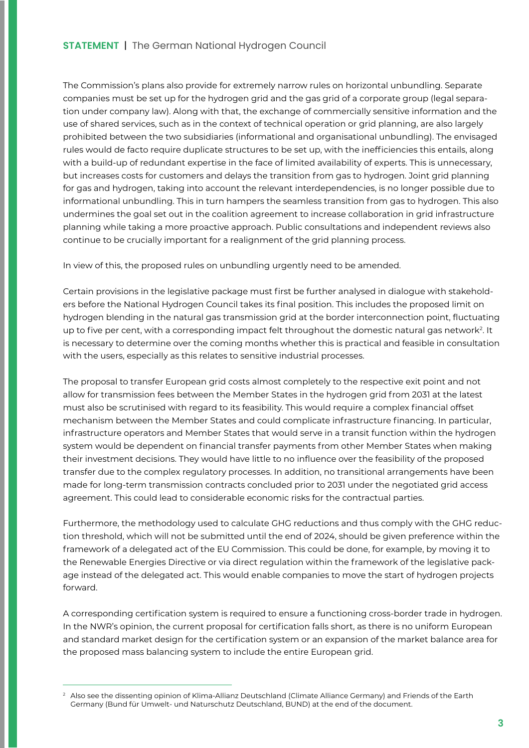The Commission's plans also provide for extremely narrow rules on horizontal unbundling. Separate companies must be set up for the hydrogen grid and the gas grid of a corporate group (legal separation under company law). Along with that, the exchange of commercially sensitive information and the use of shared services, such as in the context of technical operation or grid planning, are also largely prohibited between the two subsidiaries (informational and organisational unbundling). The envisaged rules would de facto require duplicate structures to be set up, with the inefficiencies this entails, along with a build-up of redundant expertise in the face of limited availability of experts. This is unnecessary, but increases costs for customers and delays the transition from gas to hydrogen. Joint grid planning for gas and hydrogen, taking into account the relevant interdependencies, is no longer possible due to informational unbundling. This in turn hampers the seamless transition from gas to hydrogen. This also undermines the goal set out in the coalition agreement to increase collaboration in grid infrastructure planning while taking a more proactive approach. Public consultations and independent reviews also continue to be crucially important for a realignment of the grid planning process.

In view of this, the proposed rules on unbundling urgently need to be amended.

Certain provisions in the legislative package must first be further analysed in dialogue with stakeholders before the National Hydrogen Council takes its final position. This includes the proposed limit on hydrogen blending in the natural gas transmission grid at the border interconnection point, fluctuating up to five per cent, with a corresponding impact felt throughout the domestic natural gas network[2]. It is necessary to determine over the coming months whether this is practical and feasible in consultation with the users, especially as this relates to sensitive industrial processes.

The proposal to transfer European grid costs almost completely to the respective exit point and not allow for transmission fees between the Member States in the hydrogen grid from 2031 at the latest must also be scrutinised with regard to its feasibility. This would require a complex financial offset mechanism between the Member States and could complicate infrastructure financing. In particular, infrastructure operators and Member States that would serve in a transit function within the hydrogen system would be dependent on financial transfer payments from other Member States when making their investment decisions. They would have little to no influence over the feasibility of the proposed transfer due to the complex regulatory processes. In addition, no transitional arrangements have been made for long-term transmission contracts concluded prior to 2031 under the negotiated grid access agreement. This could lead to considerable economic risks for the contractual parties.

Furthermore, the methodology used to calculate GHG reductions and thus comply with the GHG reduction threshold, which will not be submitted until the end of 2024, should be given preference within the framework of a delegated act of the EU Commission. This could be done, for example, by moving it to the Renewable Energies Directive or via direct regulation within the framework of the legislative package instead of the delegated act. This would enable companies to move the start of hydrogen projects forward.

A corresponding certification system is required to ensure a functioning cross-border trade in hydrogen. In the NWR's opinion, the current proposal for certification falls short, as there is no uniform European and standard market design for the certification system or an expansion of the market balance area for the proposed mass balancing system to include the entire European grid.

---

[2] Also see the dissenting opinion of Klima-Allianz Deutschland (Climate Alliance Germany) and Friends of the Earth Germany (Bund für Umwelt- und Naturschutz Deutschland, BUND) at the end of the document.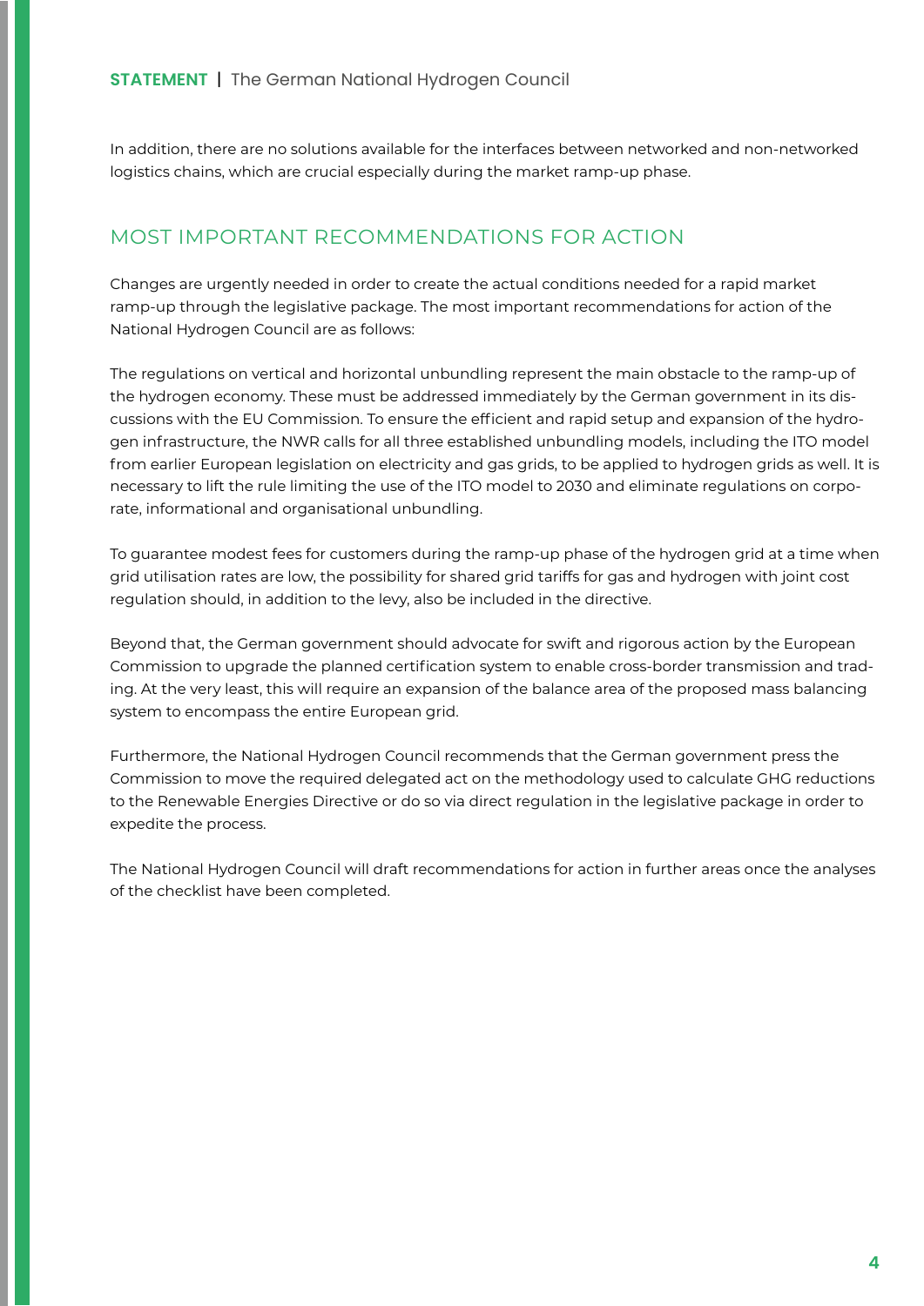In addition, there are no solutions available for the interfaces between networked and non-networked logistics chains, which are crucial especially during the market ramp-up phase.

## MOST IMPORTANT RECOMMENDATIONS FOR ACTION

Changes are urgently needed in order to create the actual conditions needed for a rapid market ramp-up through the legislative package. The most important recommendations for action of the National Hydrogen Council are as follows:

The regulations on vertical and horizontal unbundling represent the main obstacle to the ramp-up of the hydrogen economy. These must be addressed immediately by the German government in its discussions with the EU Commission. To ensure the efficient and rapid setup and expansion of the hydrogen infrastructure, the NWR calls for all three established unbundling models, including the ITO model from earlier European legislation on electricity and gas grids, to be applied to hydrogen grids as well. It is necessary to lift the rule limiting the use of the ITO model to 2030 and eliminate regulations on corporate, informational and organisational unbundling.

To guarantee modest fees for customers during the ramp-up phase of the hydrogen grid at a time when grid utilisation rates are low, the possibility for shared grid tariffs for gas and hydrogen with joint cost regulation should, in addition to the levy, also be included in the directive.

Beyond that, the German government should advocate for swift and rigorous action by the European Commission to upgrade the planned certification system to enable cross-border transmission and trading. At the very least, this will require an expansion of the balance area of the proposed mass balancing system to encompass the entire European grid.

Furthermore, the National Hydrogen Council recommends that the German government press the Commission to move the required delegated act on the methodology used to calculate GHG reductions to the Renewable Energies Directive or do so via direct regulation in the legislative package in order to expedite the process.

The National Hydrogen Council will draft recommendations for action in further areas once the analyses of the checklist have been completed.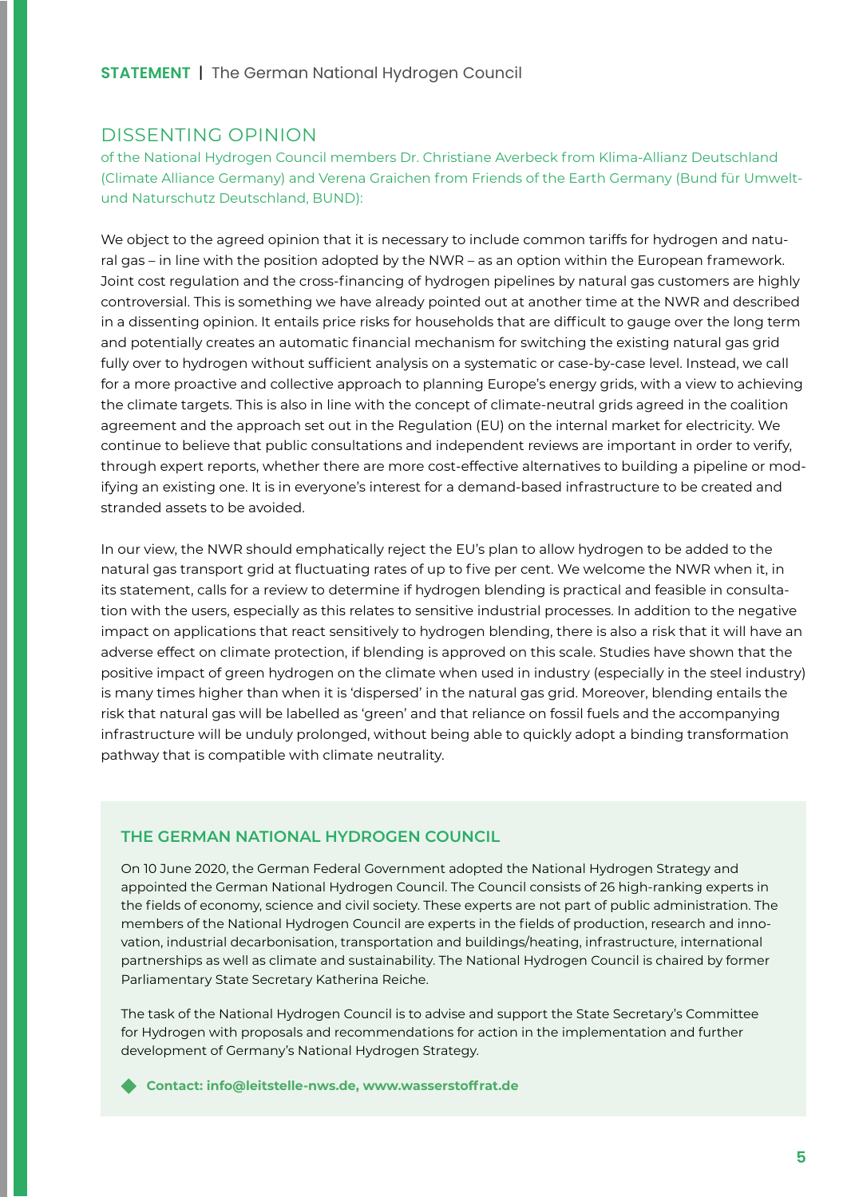## DISSENTING OPINION

of the National Hydrogen Council members Dr. Christiane Averbeck from Klima-Allianz Deutschland (Climate Alliance Germany) and Verena Graichen from Friends of the Earth Germany (Bund für Umwelt- und Naturschutz Deutschland, BUND):

We object to the agreed opinion that it is necessary to include common tariffs for hydrogen and natural gas – in line with the position adopted by the NWR – as an option within the European framework. Joint cost regulation and the cross-financing of hydrogen pipelines by natural gas customers are highly controversial. This is something we have already pointed out at another time at the NWR and described in a dissenting opinion. It entails price risks for households that are difficult to gauge over the long term and potentially creates an automatic financial mechanism for switching the existing natural gas grid fully over to hydrogen without sufficient analysis on a systematic or case-by-case level. Instead, we call for a more proactive and collective approach to planning Europe's energy grids, with a view to achieving the climate targets. This is also in line with the concept of climate-neutral grids agreed in the coalition agreement and the approach set out in the Regulation (EU) on the internal market for electricity. We continue to believe that public consultations and independent reviews are important in order to verify, through expert reports, whether there are more cost-effective alternatives to building a pipeline or modifying an existing one. It is in everyone's interest for a demand-based infrastructure to be created and stranded assets to be avoided.

In our view, the NWR should emphatically reject the EU's plan to allow hydrogen to be added to the natural gas transport grid at fluctuating rates of up to five per cent. We welcome the NWR when it, in its statement, calls for a review to determine if hydrogen blending is practical and feasible in consultation with the users, especially as this relates to sensitive industrial processes. In addition to the negative impact on applications that react sensitively to hydrogen blending, there is also a risk that it will have an adverse effect on climate protection, if blending is approved on this scale. Studies have shown that the positive impact of green hydrogen on the climate when used in industry (especially in the steel industry) is many times higher than when it is 'dispersed' in the natural gas grid. Moreover, blending entails the risk that natural gas will be labelled as 'green' and that reliance on fossil fuels and the accompanying infrastructure will be unduly prolonged, without being able to quickly adopt a binding transformation pathway that is compatible with climate neutrality.

### THE GERMAN NATIONAL HYDROGEN COUNCIL

On 10 June 2020, the German Federal Government adopted the National Hydrogen Strategy and appointed the German National Hydrogen Council. The Council consists of 26 high-ranking experts in the fields of economy, science and civil society. These experts are not part of public administration. The members of the National Hydrogen Council are experts in the fields of production, research and innovation, industrial decarbonisation, transportation and buildings/heating, infrastructure, international partnerships as well as climate and sustainability. The National Hydrogen Council is chaired by former Parliamentary State Secretary Katherina Reiche.

The task of the National Hydrogen Council is to advise and support the State Secretary's Committee for Hydrogen with proposals and recommendations for action in the implementation and further development of Germany's National Hydrogen Strategy.

**Contact: info@leitstelle-nws.de, www.wasserstoffrat.de**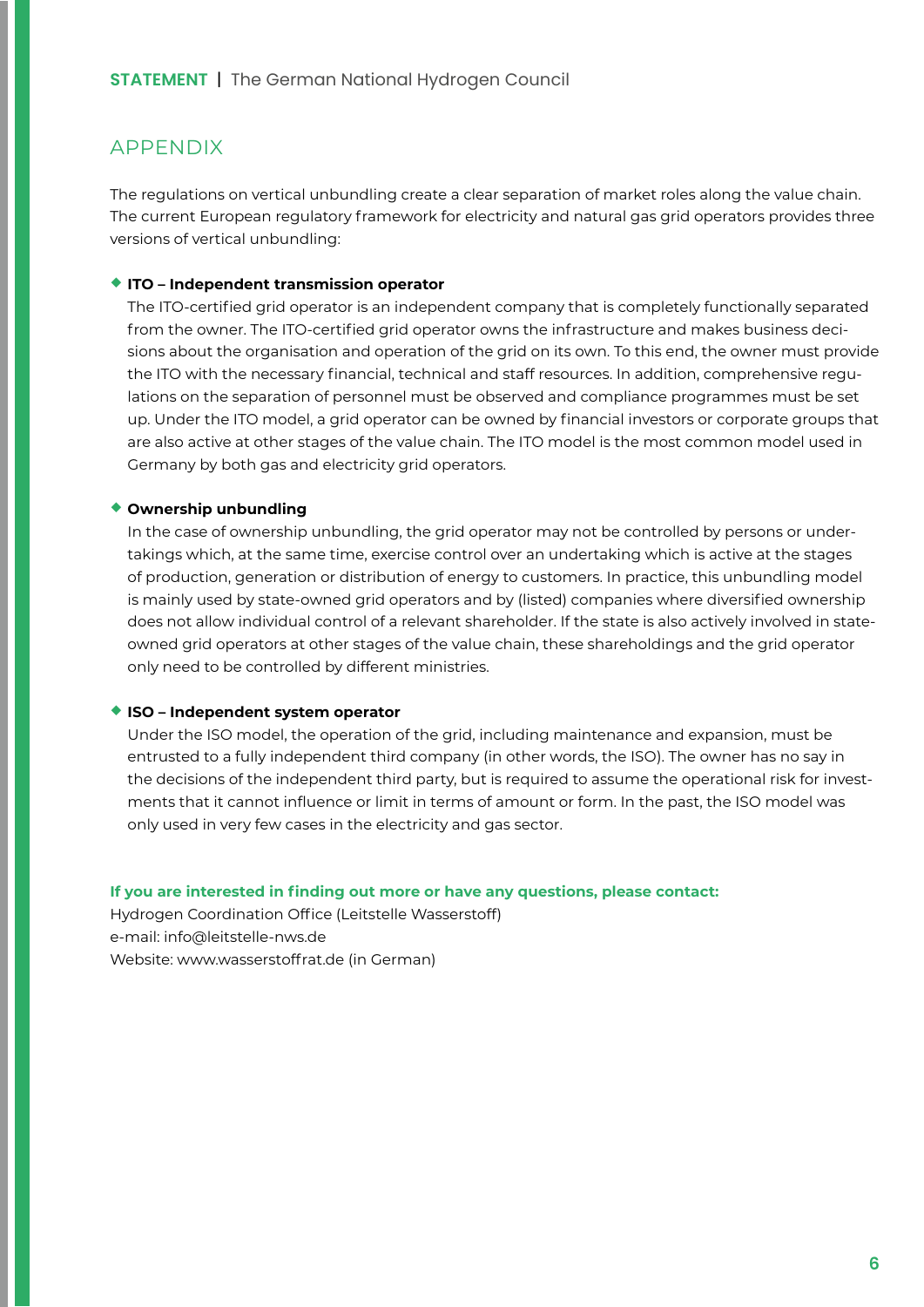## APPENDIX

The regulations on vertical unbundling create a clear separation of market roles along the value chain. The current European regulatory framework for electricity and natural gas grid operators provides three versions of vertical unbundling:

- **ITO – Independent transmission operator**
  The ITO-certified grid operator is an independent company that is completely functionally separated from the owner. The ITO-certified grid operator owns the infrastructure and makes business decisions about the organisation and operation of the grid on its own. To this end, the owner must provide the ITO with the necessary financial, technical and staff resources. In addition, comprehensive regulations on the separation of personnel must be observed and compliance programmes must be set up. Under the ITO model, a grid operator can be owned by financial investors or corporate groups that are also active at other stages of the value chain. The ITO model is the most common model used in Germany by both gas and electricity grid operators.

- **Ownership unbundling**
  In the case of ownership unbundling, the grid operator may not be controlled by persons or undertakings which, at the same time, exercise control over an undertaking which is active at the stages of production, generation or distribution of energy to customers. In practice, this unbundling model is mainly used by state-owned grid operators and by (listed) companies where diversified ownership does not allow individual control of a relevant shareholder. If the state is also actively involved in state-owned grid operators at other stages of the value chain, these shareholdings and the grid operator only need to be controlled by different ministries.

- **ISO – Independent system operator**
  Under the ISO model, the operation of the grid, including maintenance and expansion, must be entrusted to a fully independent third company (in other words, the ISO). The owner has no say in the decisions of the independent third party, but is required to assume the operational risk for investments that it cannot influence or limit in terms of amount or form. In the past, the ISO model was only used in very few cases in the electricity and gas sector.

**If you are interested in finding out more or have any questions, please contact:**
Hydrogen Coordination Office (Leitstelle Wasserstoff)
e-mail: info@leitstelle-nws.de
Website: www.wasserstoffrat.de (in German)